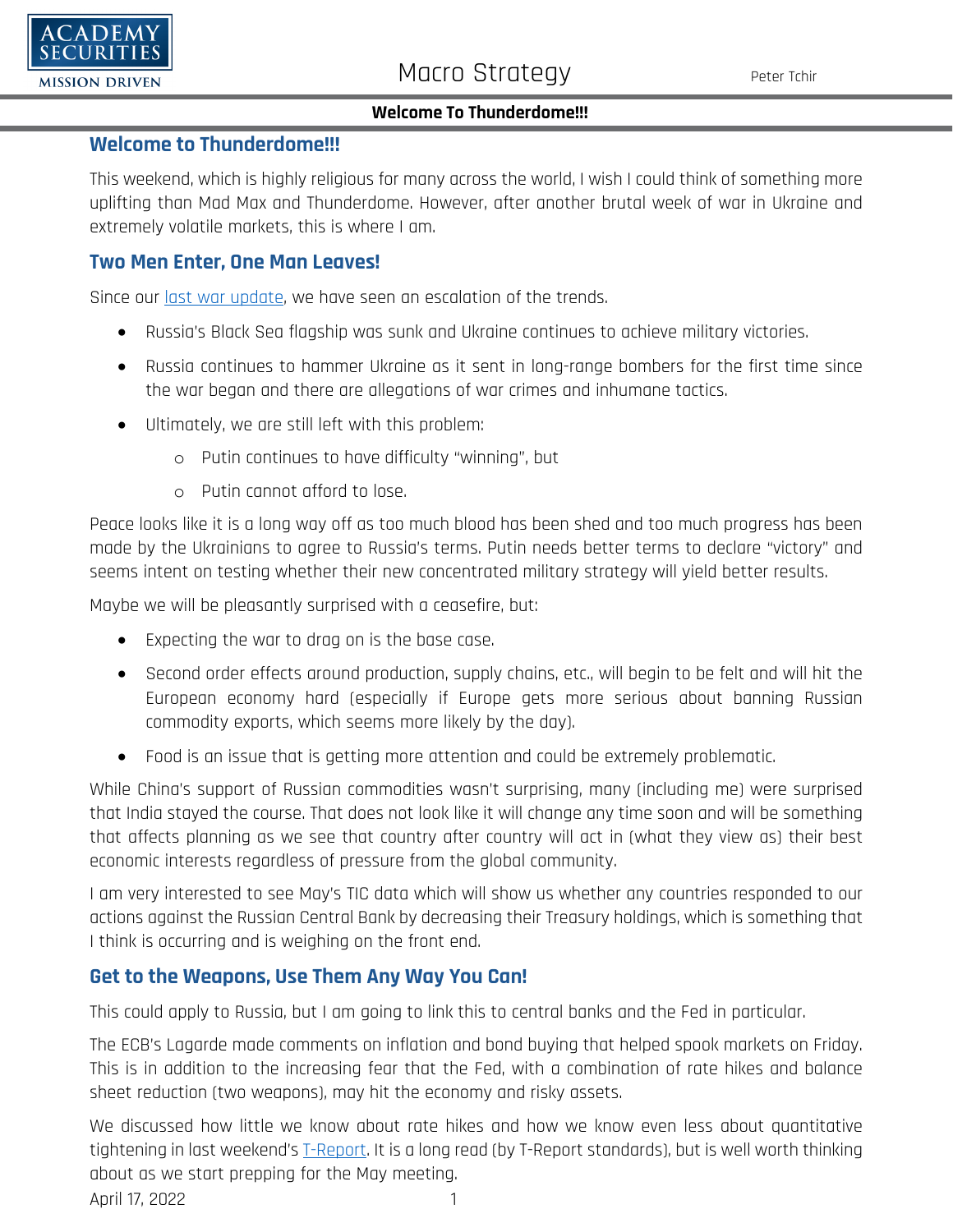# Welcome to Thunderdome!!!

This weekend, which is highly religious for many across the world, I wish I could think of something more uplifting than Mad Max and Thunderdome. However, after another brutal week of war in Ukraine and extremely volatile markets, this is where I am.

## Two Men Enter, One Man Leaves!

Since our [last war update](), we have seen an escalation of the trends.

- Russia's Black Sea flagship was sunk and Ukraine continues to achieve military victories.
- Russia continues to hammer Ukraine as it sent in long-range bombers for the first time since the war began and there are allegations of war crimes and inhumane tactics.
- Ultimately, we are still left with this problem:
  - Putin continues to have difficulty "winning", but
  - Putin cannot afford to lose.

Peace looks like it is a long way off as too much blood has been shed and too much progress has been made by the Ukrainians to agree to Russia's terms. Putin needs better terms to declare "victory" and seems intent on testing whether their new concentrated military strategy will yield better results.

Maybe we will be pleasantly surprised with a ceasefire, but:

- Expecting the war to drag on is the base case.
- Second order effects around production, supply chains, etc., will begin to be felt and will hit the European economy hard (especially if Europe gets more serious about banning Russian commodity exports, which seems more likely by the day).
- Food is an issue that is getting more attention and could be extremely problematic.

While China's support of Russian commodities wasn't surprising, many (including me) were surprised that India stayed the course. That does not look like it will change any time soon and will be something that affects planning as we see that country after country will act in (what they view as) their best economic interests regardless of pressure from the global community.

I am very interested to see May's TIC data which will show us whether any countries responded to our actions against the Russian Central Bank by decreasing their Treasury holdings, which is something that I think is occurring and is weighing on the front end.

## Get to the Weapons, Use Them Any Way You Can!

This could apply to Russia, but I am going to link this to central banks and the Fed in particular.

The ECB's Lagarde made comments on inflation and bond buying that helped spook markets on Friday. This is in addition to the increasing fear that the Fed, with a combination of rate hikes and balance sheet reduction (two weapons), may hit the economy and risky assets.

We discussed how little we know about rate hikes and how we know even less about quantitative tightening in last weekend's [T-Report](). It is a long read (by T-Report standards), but is well worth thinking about as we start prepping for the May meeting.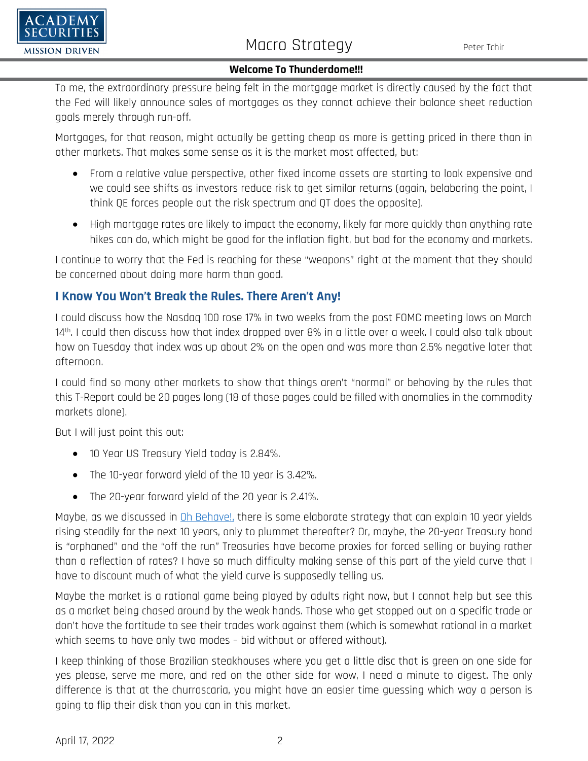To me, the extraordinary pressure being felt in the mortgage market is directly caused by the fact that the Fed will likely announce sales of mortgages as they cannot achieve their balance sheet reduction goals merely through run-off.

Mortgages, for that reason, might actually be getting cheap as more is getting priced in there than in other markets. That makes some sense as it is the market most affected, but:

- From a relative value perspective, other fixed income assets are starting to look expensive and we could see shifts as investors reduce risk to get similar returns (again, belaboring the point, I think QE forces people out the risk spectrum and QT does the opposite).
- High mortgage rates are likely to impact the economy, likely far more quickly than anything rate hikes can do, which might be good for the inflation fight, but bad for the economy and markets.

I continue to worry that the Fed is reaching for these "weapons" right at the moment that they should be concerned about doing more harm than good.

## I Know You Won't Break the Rules. There Aren't Any!

I could discuss how the Nasdaq 100 rose 17% in two weeks from the post FOMC meeting lows on March 14th. I could then discuss how that index dropped over 8% in a little over a week. I could also talk about how on Tuesday that index was up about 2% on the open and was more than 2.5% negative later that afternoon.

I could find so many other markets to show that things aren't "normal" or behaving by the rules that this T-Report could be 20 pages long (18 of those pages could be filled with anomalies in the commodity markets alone).

But I will just point this out:

- 10 Year US Treasury Yield today is 2.84%.
- The 10-year forward yield of the 10 year is 3.42%.
- The 20-year forward yield of the 20 year is 2.41%.

Maybe, as we discussed in Oh Behave!, there is some elaborate strategy that can explain 10 year yields rising steadily for the next 10 years, only to plummet thereafter? Or, maybe, the 20-year Treasury bond is "orphaned" and the "off the run" Treasuries have become proxies for forced selling or buying rather than a reflection of rates? I have so much difficulty making sense of this part of the yield curve that I have to discount much of what the yield curve is supposedly telling us.

Maybe the market is a rational game being played by adults right now, but I cannot help but see this as a market being chased around by the weak hands. Those who get stopped out on a specific trade or don't have the fortitude to see their trades work against them (which is somewhat rational in a market which seems to have only two modes – bid without or offered without).

I keep thinking of those Brazilian steakhouses where you get a little disc that is green on one side for yes please, serve me more, and red on the other side for wow, I need a minute to digest. The only difference is that at the churrascaria, you might have an easier time guessing which way a person is going to flip their disk than you can in this market.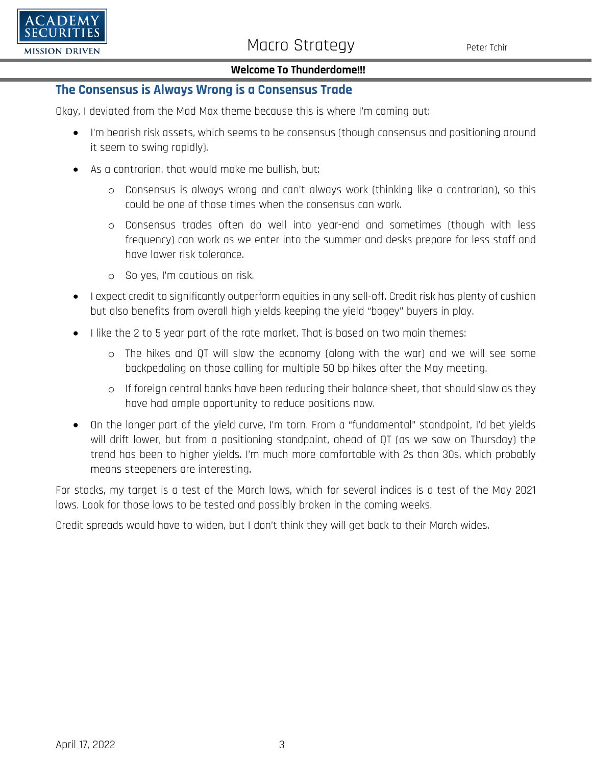## The Consensus is Always Wrong is a Consensus Trade

Okay, I deviated from the Mad Max theme because this is where I'm coming out:

- I'm bearish risk assets, which seems to be consensus (though consensus and positioning around it seem to swing rapidly).
- As a contrarian, that would make me bullish, but:
  - Consensus is always wrong and can't always work (thinking like a contrarian), so this could be one of those times when the consensus can work.
  - Consensus trades often do well into year-end and sometimes (though with less frequency) can work as we enter into the summer and desks prepare for less staff and have lower risk tolerance.
  - So yes, I'm cautious on risk.
- I expect credit to significantly outperform equities in any sell-off. Credit risk has plenty of cushion but also benefits from overall high yields keeping the yield "bogey" buyers in play.
- I like the 2 to 5 year part of the rate market. That is based on two main themes:
  - The hikes and QT will slow the economy (along with the war) and we will see some backpedaling on those calling for multiple 50 bp hikes after the May meeting.
  - If foreign central banks have been reducing their balance sheet, that should slow as they have had ample opportunity to reduce positions now.
- On the longer part of the yield curve, I'm torn. From a "fundamental" standpoint, I'd bet yields will drift lower, but from a positioning standpoint, ahead of QT (as we saw on Thursday) the trend has been to higher yields. I'm much more comfortable with 2s than 30s, which probably means steepeners are interesting.

For stocks, my target is a test of the March lows, which for several indices is a test of the May 2021 lows. Look for those lows to be tested and possibly broken in the coming weeks.

Credit spreads would have to widen, but I don't think they will get back to their March wides.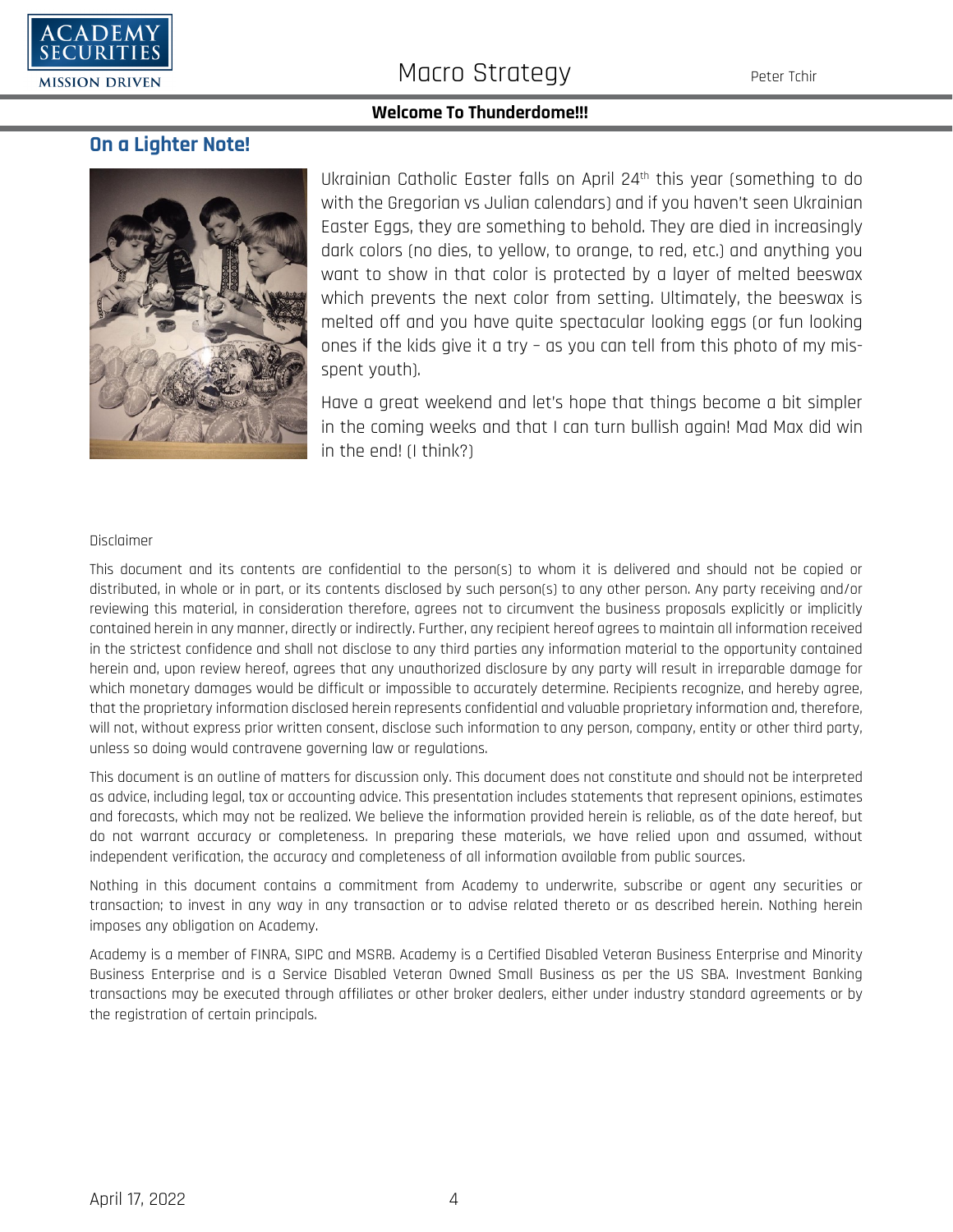## On a Lighter Note!

Ukrainian Catholic Easter falls on April 24th this year (something to do with the Gregorian vs Julian calendars) and if you haven't seen Ukrainian Easter Eggs, they are something to behold. They are died in increasingly dark colors (no dies, to yellow, to orange, to red, etc.) and anything you want to show in that color is protected by a layer of melted beeswax which prevents the next color from setting. Ultimately, the beeswax is melted off and you have quite spectacular looking eggs (or fun looking ones if the kids give it a try – as you can tell from this photo of my mis-spent youth).

Have a great weekend and let's hope that things become a bit simpler in the coming weeks and that I can turn bullish again! Mad Max did win in the end! (I think?)

Disclaimer

This document and its contents are confidential to the person(s) to whom it is delivered and should not be copied or distributed, in whole or in part, or its contents disclosed by such person(s) to any other person. Any party receiving and/or reviewing this material, in consideration therefore, agrees not to circumvent the business proposals explicitly or implicitly contained herein in any manner, directly or indirectly. Further, any recipient hereof agrees to maintain all information received in the strictest confidence and shall not disclose to any third parties any information material to the opportunity contained herein and, upon review hereof, agrees that any unauthorized disclosure by any party will result in irreparable damage for which monetary damages would be difficult or impossible to accurately determine. Recipients recognize, and hereby agree, that the proprietary information disclosed herein represents confidential and valuable proprietary information and, therefore, will not, without express prior written consent, disclose such information to any person, company, entity or other third party, unless so doing would contravene governing law or regulations.

This document is an outline of matters for discussion only. This document does not constitute and should not be interpreted as advice, including legal, tax or accounting advice. This presentation includes statements that represent opinions, estimates and forecasts, which may not be realized. We believe the information provided herein is reliable, as of the date hereof, but do not warrant accuracy or completeness. In preparing these materials, we have relied upon and assumed, without independent verification, the accuracy and completeness of all information available from public sources.

Nothing in this document contains a commitment from Academy to underwrite, subscribe or agent any securities or transaction; to invest in any way in any transaction or to advise related thereto or as described herein. Nothing herein imposes any obligation on Academy.

Academy is a member of FINRA, SIPC and MSRB. Academy is a Certified Disabled Veteran Business Enterprise and Minority Business Enterprise and is a Service Disabled Veteran Owned Small Business as per the US SBA. Investment Banking transactions may be executed through affiliates or other broker dealers, either under industry standard agreements or by the registration of certain principals.